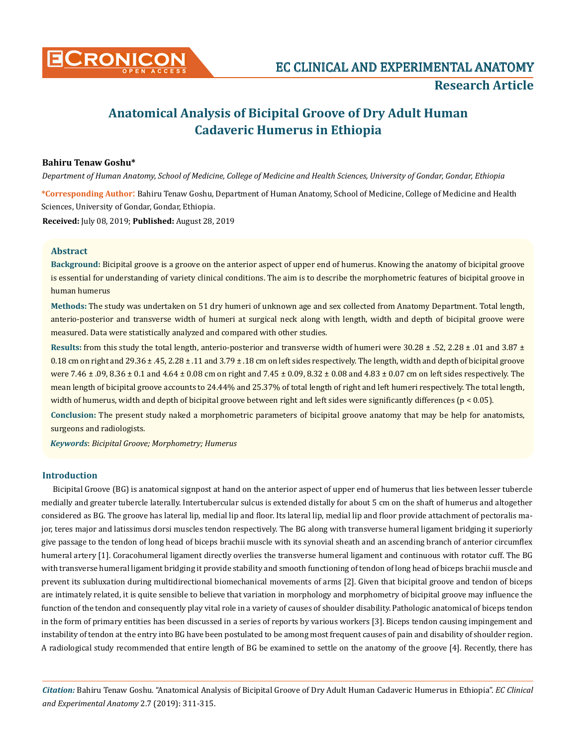# Anatomical Analysis of Bicipital Groove of Dry Adult Human Cadaveric Humerus in Ethiopia

**Bahiru Tenaw Goshu***

*Department of Human Anatomy, School of Medicine, College of Medicine and Health Sciences, University of Gondar, Gondar, Ethiopia*

***Corresponding Author**: Bahiru Tenaw Goshu, Department of Human Anatomy, School of Medicine, College of Medicine and Health Sciences, University of Gondar, Gondar, Ethiopia.

**Received:** July 08, 2019; **Published:** August 28, 2019

## Abstract

**Background:** Bicipital groove is a groove on the anterior aspect of upper end of humerus. Knowing the anatomy of bicipital groove is essential for understanding of variety clinical conditions. The aim is to describe the morphometric features of bicipital groove in human humerus

**Methods:** The study was undertaken on 51 dry humeri of unknown age and sex collected from Anatomy Department. Total length, anterio-posterior and transverse width of humeri at surgical neck along with length, width and depth of bicipital groove were measured. Data were statistically analyzed and compared with other studies.

**Results:** from this study the total length, anterio-posterior and transverse width of humeri were 30.28 ± .52, 2.28 ± .01 and 3.87 ± 0.18 cm on right and 29.36 ± .45, 2.28 ± .11 and 3.79 ± .18 cm on left sides respectively. The length, width and depth of bicipital groove were 7.46 ± .09, 8.36 ± 0.1 and 4.64 ± 0.08 cm on right and 7.45 ± 0.09, 8.32 ± 0.08 and 4.83 ± 0.07 cm on left sides respectively. The mean length of bicipital groove accounts to 24.44% and 25.37% of total length of right and left humeri respectively. The total length, width of humerus, width and depth of bicipital groove between right and left sides were significantly differences ($p < 0.05$).

**Conclusion:** The present study naked a morphometric parameters of bicipital groove anatomy that may be help for anatomists, surgeons and radiologists.

***Keywords***: *Bicipital Groove; Morphometry; Humerus*

## Introduction

Bicipital Groove (BG) is anatomical signpost at hand on the anterior aspect of upper end of humerus that lies between lesser tubercle medially and greater tubercle laterally. Intertubercular sulcus is extended distally for about 5 cm on the shaft of humerus and altogether considered as BG. The groove has lateral lip, medial lip and floor. Its lateral lip, medial lip and floor provide attachment of pectoralis major, teres major and latissimus dorsi muscles tendon respectively. The BG along with transverse humeral ligament bridging it superiorly give passage to the tendon of long head of biceps brachii muscle with its synovial sheath and an ascending branch of anterior circumflex humeral artery [1]. Coracohumeral ligament directly overlies the transverse humeral ligament and continuous with rotator cuff. The BG with transverse humeral ligament bridging it provide stability and smooth functioning of tendon of long head of biceps brachii muscle and prevent its subluxation during multidirectional biomechanical movements of arms [2]. Given that bicipital groove and tendon of biceps are intimately related, it is quite sensible to believe that variation in morphology and morphometry of bicipital groove may influence the function of the tendon and consequently play vital role in a variety of causes of shoulder disability. Pathologic anatomical of biceps tendon in the form of primary entities has been discussed in a series of reports by various workers [3]. Biceps tendon causing impingement and instability of tendon at the entry into BG have been postulated to be among most frequent causes of pain and disability of shoulder region. A radiological study recommended that entire length of BG be examined to settle on the anatomy of the groove [4]. Recently, there has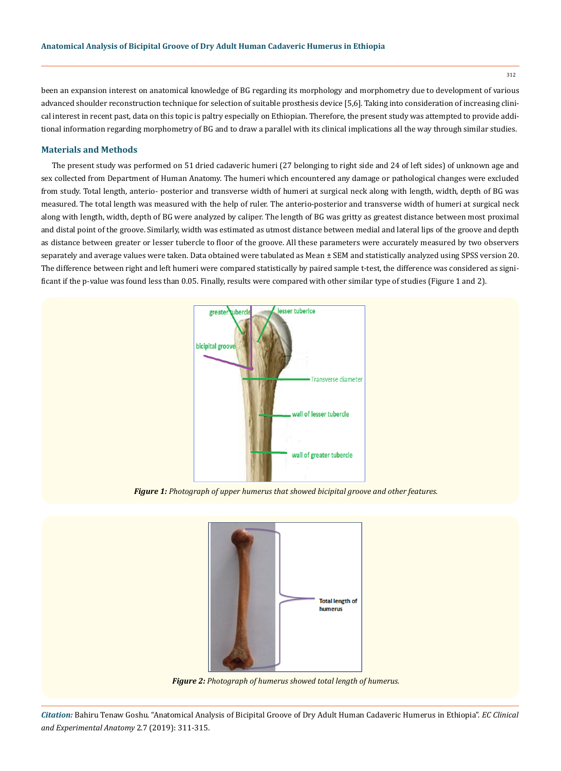been an expansion interest on anatomical knowledge of BG regarding its morphology and morphometry due to development of various advanced shoulder reconstruction technique for selection of suitable prosthesis device [5,6]. Taking into consideration of increasing clinical interest in recent past, data on this topic is paltry especially on Ethiopian. Therefore, the present study was attempted to provide additional information regarding morphometry of BG and to draw a parallel with its clinical implications all the way through similar studies.

## Materials and Methods

The present study was performed on 51 dried cadaveric humeri (27 belonging to right side and 24 of left sides) of unknown age and sex collected from Department of Human Anatomy. The humeri which encountered any damage or pathological changes were excluded from study. Total length, anterio- posterior and transverse width of humeri at surgical neck along with length, width, depth of BG was measured. The total length was measured with the help of ruler. The anterio-posterior and transverse width of humeri at surgical neck along with length, width, depth of BG were analyzed by caliper. The length of BG was gritty as greatest distance between most proximal and distal point of the groove. Similarly, width was estimated as utmost distance between medial and lateral lips of the groove and depth as distance between greater or lesser tubercle to floor of the groove. All these parameters were accurately measured by two observers separately and average values were taken. Data obtained were tabulated as Mean ± SEM and statistically analyzed using SPSS version 20. The difference between right and left humeri were compared statistically by paired sample t-test, the difference was considered as significant if the p-value was found less than 0.05. Finally, results were compared with other similar type of studies (Figure 1 and 2).

***Figure 1:*** *Photograph of upper humerus that showed bicipital groove and other features.*

***Figure 2:*** *Photograph of humerus showed total length of humerus.*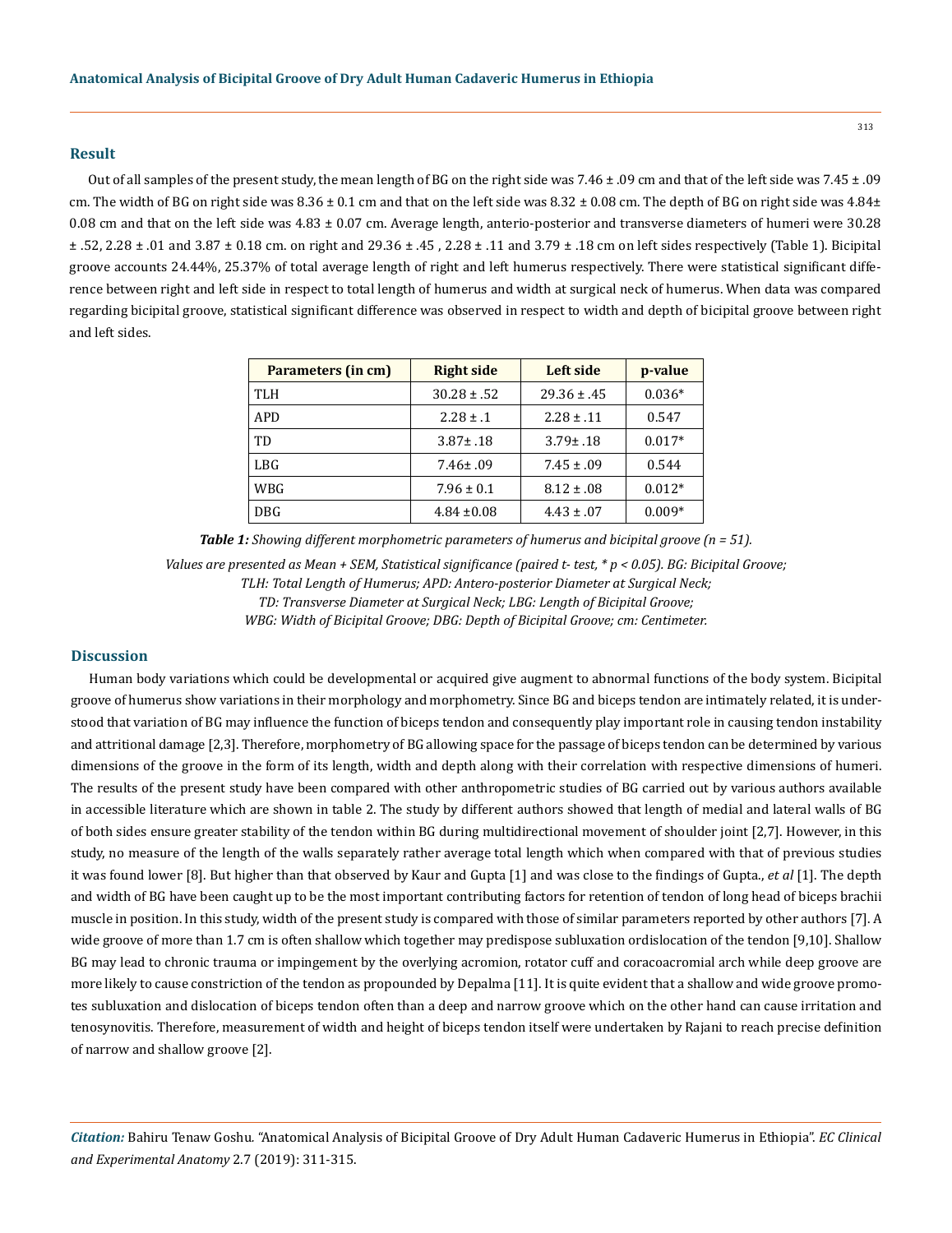## Result

Out of all samples of the present study, the mean length of BG on the right side was 7.46 ± .09 cm and that of the left side was 7.45 ± .09 cm. The width of BG on right side was 8.36 ± 0.1 cm and that on the left side was 8.32 ± 0.08 cm. The depth of BG on right side was 4.84± 0.08 cm and that on the left side was 4.83 ± 0.07 cm. Average length, anterio-posterior and transverse diameters of humeri were 30.28 ± .52, 2.28 ± .01 and 3.87 ± 0.18 cm. on right and 29.36 ± .45 , 2.28 ± .11 and 3.79 ± .18 cm on left sides respectively (Table 1). Bicipital groove accounts 24.44%, 25.37% of total average length of right and left humerus respectively. There were statistical significant difference between right and left side in respect to total length of humerus and width at surgical neck of humerus. When data was compared regarding bicipital groove, statistical significant difference was observed in respect to width and depth of bicipital groove between right and left sides.

| Parameters (in cm) | Right side | Left side | p-value |
|---|---|---|---|
| TLH | 30.28 ± .52 | 29.36 ± .45 | 0.036* |
| APD | 2.28 ± .1 | 2.28 ± .11 | 0.547 |
| TD | 3.87± .18 | 3.79± .18 | 0.017* |
| LBG | 7.46± .09 | 7.45 ± .09 | 0.544 |
| WBG | 7.96 ± 0.1 | 8.12 ± .08 | 0.012* |
| DBG | 4.84 ±0.08 | 4.43 ± .07 | 0.009* |

***Table 1:*** *Showing different morphometric parameters of humerus and bicipital groove (n = 51).*

*Values are presented as Mean + SEM, Statistical significance (paired t- test, * p < 0.05). BG: Bicipital Groove; TLH: Total Length of Humerus; APD: Antero-posterior Diameter at Surgical Neck; TD: Transverse Diameter at Surgical Neck; LBG: Length of Bicipital Groove; WBG: Width of Bicipital Groove; DBG: Depth of Bicipital Groove; cm: Centimeter.*

## Discussion

Human body variations which could be developmental or acquired give augment to abnormal functions of the body system. Bicipital groove of humerus show variations in their morphology and morphometry. Since BG and biceps tendon are intimately related, it is understood that variation of BG may influence the function of biceps tendon and consequently play important role in causing tendon instability and attritional damage [2,3]. Therefore, morphometry of BG allowing space for the passage of biceps tendon can be determined by various dimensions of the groove in the form of its length, width and depth along with their correlation with respective dimensions of humeri. The results of the present study have been compared with other anthropometric studies of BG carried out by various authors available in accessible literature which are shown in table 2. The study by different authors showed that length of medial and lateral walls of BG of both sides ensure greater stability of the tendon within BG during multidirectional movement of shoulder joint [2,7]. However, in this study, no measure of the length of the walls separately rather average total length which when compared with that of previous studies it was found lower [8]. But higher than that observed by Kaur and Gupta [1] and was close to the findings of Gupta., *et al* [1]. The depth and width of BG have been caught up to be the most important contributing factors for retention of tendon of long head of biceps brachii muscle in position. In this study, width of the present study is compared with those of similar parameters reported by other authors [7]. A wide groove of more than 1.7 cm is often shallow which together may predispose subluxation ordislocation of the tendon [9,10]. Shallow BG may lead to chronic trauma or impingement by the overlying acromion, rotator cuff and coracoacromial arch while deep groove are more likely to cause constriction of the tendon as propounded by Depalma [11]. It is quite evident that a shallow and wide groove promotes subluxation and dislocation of biceps tendon often than a deep and narrow groove which on the other hand can cause irritation and tenosynovitis. Therefore, measurement of width and height of biceps tendon itself were undertaken by Rajani to reach precise definition of narrow and shallow groove [2].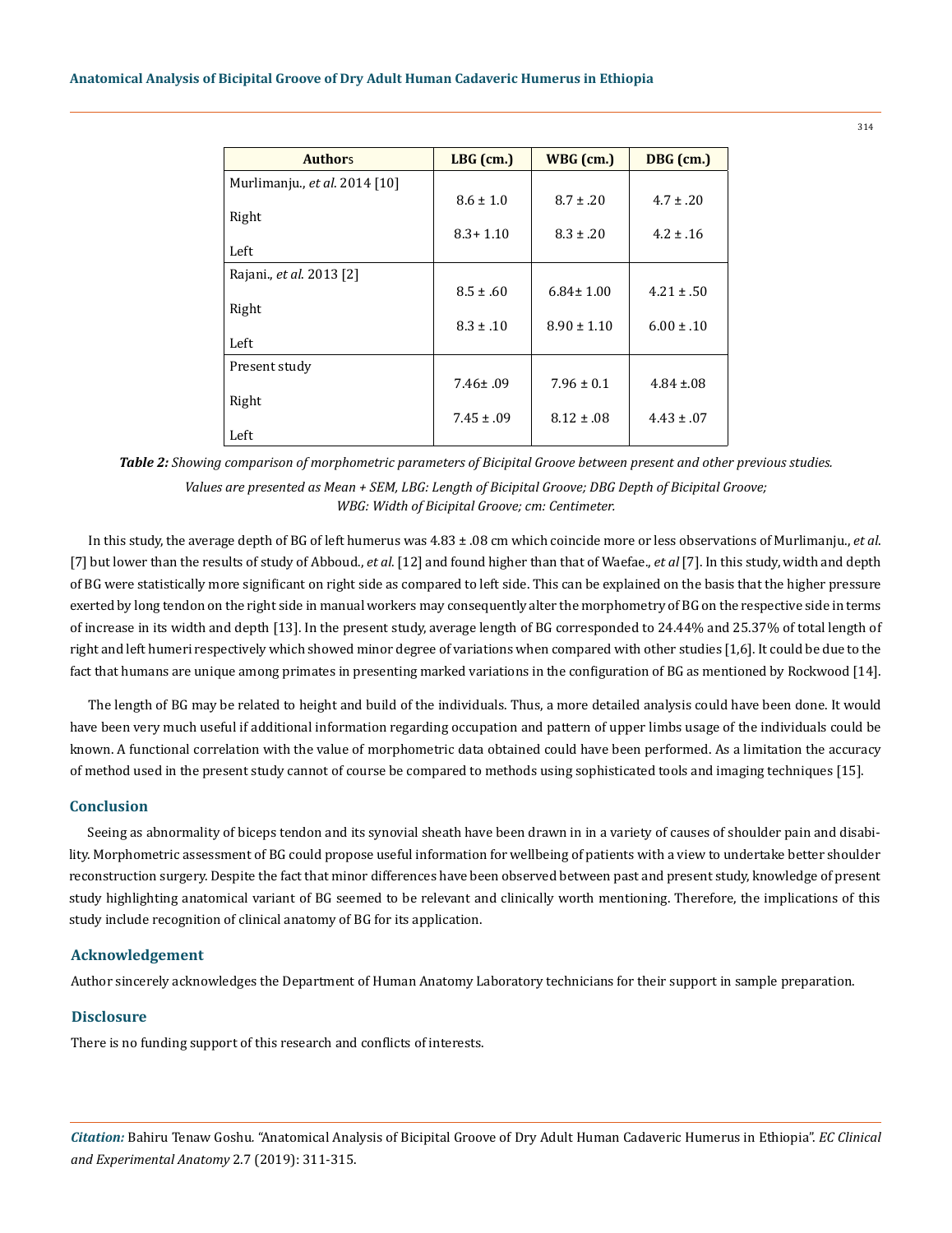| Authors | LBG (cm.) | WBG (cm.) | DBG (cm.) |
|---|---|---|---|
| Murlimanju., *et al*. 2014 [10] | | | |
| Right | 8.6 ± 1.0 | 8.7 ± .20 | 4.7 ± .20 |
| Left | 8.3+ 1.10 | 8.3 ± .20 | 4.2 ± .16 |
| Rajani., *et al*. 2013 [2] | | | |
| Right | 8.5 ± .60 | 6.84± 1.00 | 4.21 ± .50 |
| Left | 8.3 ± .10 | 8.90 ± 1.10 | 6.00 ± .10 |
| Present study | | | |
| Right | 7.46± .09 | 7.96 ± 0.1 | 4.84 ±.08 |
| Left | 7.45 ± .09 | 8.12 ± .08 | 4.43 ± .07 |

***Table 2:*** *Showing comparison of morphometric parameters of Bicipital Groove between present and other previous studies.*

*Values are presented as Mean + SEM, LBG: Length of Bicipital Groove; DBG Depth of Bicipital Groove; WBG: Width of Bicipital Groove; cm: Centimeter.*

In this study, the average depth of BG of left humerus was 4.83 ± .08 cm which coincide more or less observations of Murlimanju., *et al*. [7] but lower than the results of study of Abboud., *et al*. [12] and found higher than that of Waefae., *et al* [7]. In this study, width and depth of BG were statistically more significant on right side as compared to left side. This can be explained on the basis that the higher pressure exerted by long tendon on the right side in manual workers may consequently alter the morphometry of BG on the respective side in terms of increase in its width and depth [13]. In the present study, average length of BG corresponded to 24.44% and 25.37% of total length of right and left humeri respectively which showed minor degree of variations when compared with other studies [1,6]. It could be due to the fact that humans are unique among primates in presenting marked variations in the configuration of BG as mentioned by Rockwood [14].

The length of BG may be related to height and build of the individuals. Thus, a more detailed analysis could have been done. It would have been very much useful if additional information regarding occupation and pattern of upper limbs usage of the individuals could be known. A functional correlation with the value of morphometric data obtained could have been performed. As a limitation the accuracy of method used in the present study cannot of course be compared to methods using sophisticated tools and imaging techniques [15].

## Conclusion

Seeing as abnormality of biceps tendon and its synovial sheath have been drawn in in a variety of causes of shoulder pain and disability. Morphometric assessment of BG could propose useful information for wellbeing of patients with a view to undertake better shoulder reconstruction surgery. Despite the fact that minor differences have been observed between past and present study, knowledge of present study highlighting anatomical variant of BG seemed to be relevant and clinically worth mentioning. Therefore, the implications of this study include recognition of clinical anatomy of BG for its application.

## Acknowledgement

Author sincerely acknowledges the Department of Human Anatomy Laboratory technicians for their support in sample preparation.

## Disclosure

There is no funding support of this research and conflicts of interests.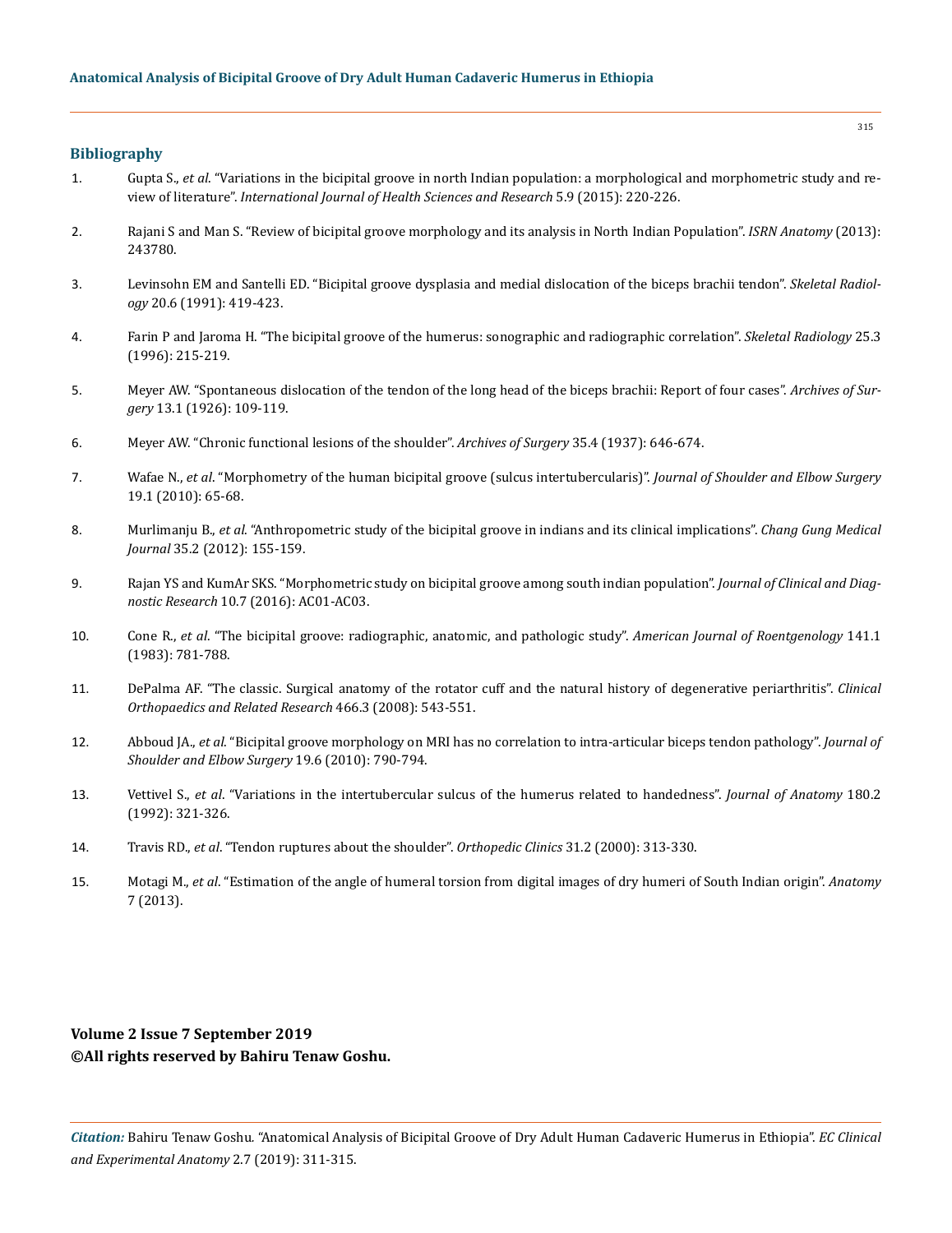## Bibliography

1. Gupta S., *et al*. "Variations in the bicipital groove in north Indian population: a morphological and morphometric study and review of literature". *International Journal of Health Sciences and Research* 5.9 (2015): 220-226.
2. Rajani S and Man S. "Review of bicipital groove morphology and its analysis in North Indian Population". *ISRN Anatomy* (2013): 243780.
3. Levinsohn EM and Santelli ED. "Bicipital groove dysplasia and medial dislocation of the biceps brachii tendon". *Skeletal Radiology* 20.6 (1991): 419-423.
4. Farin P and Jaroma H. "The bicipital groove of the humerus: sonographic and radiographic correlation". *Skeletal Radiology* 25.3 (1996): 215-219.
5. Meyer AW. "Spontaneous dislocation of the tendon of the long head of the biceps brachii: Report of four cases". *Archives of Surgery* 13.1 (1926): 109-119.
6. Meyer AW. "Chronic functional lesions of the shoulder". *Archives of Surgery* 35.4 (1937): 646-674.
7. Wafae N., *et al*. "Morphometry of the human bicipital groove (sulcus intertubercularis)". *Journal of Shoulder and Elbow Surgery* 19.1 (2010): 65-68.
8. Murlimanju B., *et al*. "Anthropometric study of the bicipital groove in indians and its clinical implications". *Chang Gung Medical Journal* 35.2 (2012): 155-159.
9. Rajan YS and KumAr SKS. "Morphometric study on bicipital groove among south indian population". *Journal of Clinical and Diagnostic Research* 10.7 (2016): AC01-AC03.
10. Cone R., *et al*. "The bicipital groove: radiographic, anatomic, and pathologic study". *American Journal of Roentgenology* 141.1 (1983): 781-788.
11. DePalma AF. "The classic. Surgical anatomy of the rotator cuff and the natural history of degenerative periarthritis". *Clinical Orthopaedics and Related Research* 466.3 (2008): 543-551.
12. Abboud JA., *et al*. "Bicipital groove morphology on MRI has no correlation to intra-articular biceps tendon pathology". *Journal of Shoulder and Elbow Surgery* 19.6 (2010): 790-794.
13. Vettivel S., *et al*. "Variations in the intertubercular sulcus of the humerus related to handedness". *Journal of Anatomy* 180.2 (1992): 321-326.
14. Travis RD., *et al*. "Tendon ruptures about the shoulder". *Orthopedic Clinics* 31.2 (2000): 313-330.
15. Motagi M., *et al*. "Estimation of the angle of humeral torsion from digital images of dry humeri of South Indian origin". *Anatomy* 7 (2013).

**Volume 2 Issue 7 September 2019**
**©All rights reserved by Bahiru Tenaw Goshu.**